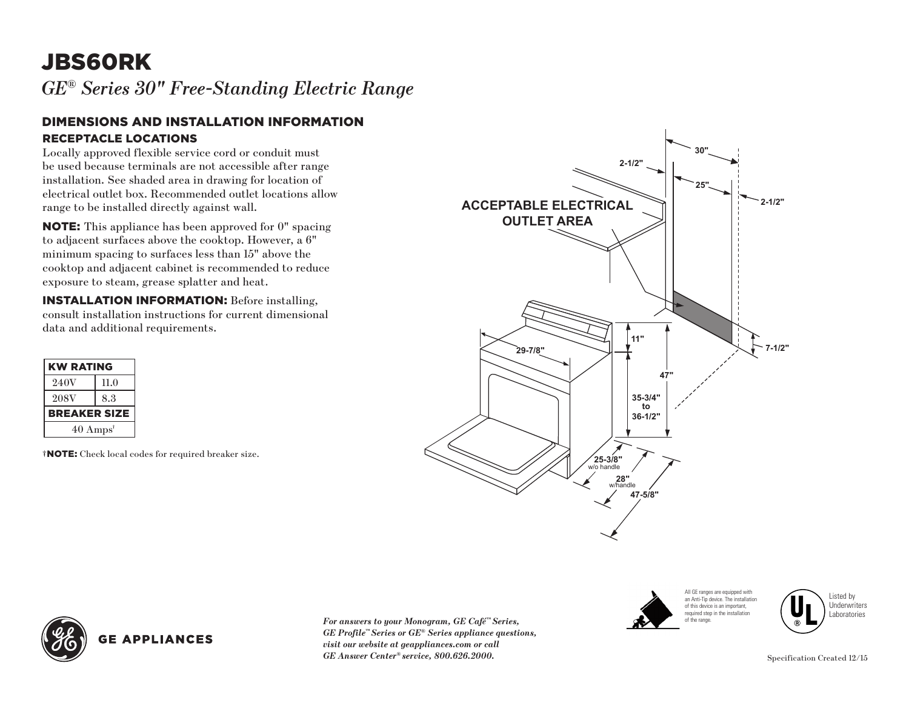# JBS60RK

*GE® Series 30" Free-Standing Electric Range*

## DIMENSIONS AND INSTALLATION INFORMATION

### RECEPTACLE LOCATIONS

Locally approved flexible service cord or conduit must be used because terminals are not accessible after range installation. See shaded area in drawing for location of electrical outlet box. Recommended outlet locations allow range to be installed directly against wall.

**NOTE:** This appliance has been approved for 0" spacing to adjacent surfaces above the cooktop. However, a 6" minimum spacing to surfaces less than 15" above the cooktop and adjacent cabinet is recommended to reduce exposure to steam, grease splatter and heat.

**INSTALLATION INFORMATION:** Before installing, consult installation instructions for current dimensional data and additional requirements.

| KW RATING | |
|---|---|
| 240V | 11.0 |
| 208V | 8.3 |
| **BREAKER SIZE** | |
| 40 Amps† | |

†**NOTE:** Check local codes for required breaker size.

ACCEPTABLE ELECTRICAL OUTLET AREA

30"
2-1/2"
25"
2-1/2"
11"
7-1/2"
29-7/8"
47"
35-3/4" to 36-1/2"
25-3/8" w/o handle
28" w/handle
47-5/8"

All GE ranges are equipped with an Anti-Tip device. The installation of this device is an important, required step in the installation of the range.

Listed by Underwriters Laboratories

GE APPLIANCES

*For answers to your Monogram, GE Café™ Series, GE Profile™ Series or GE® Series appliance questions, visit our website at geappliances.com or call GE Answer Center® service, 800.626.2000.*

Specification Created 12/15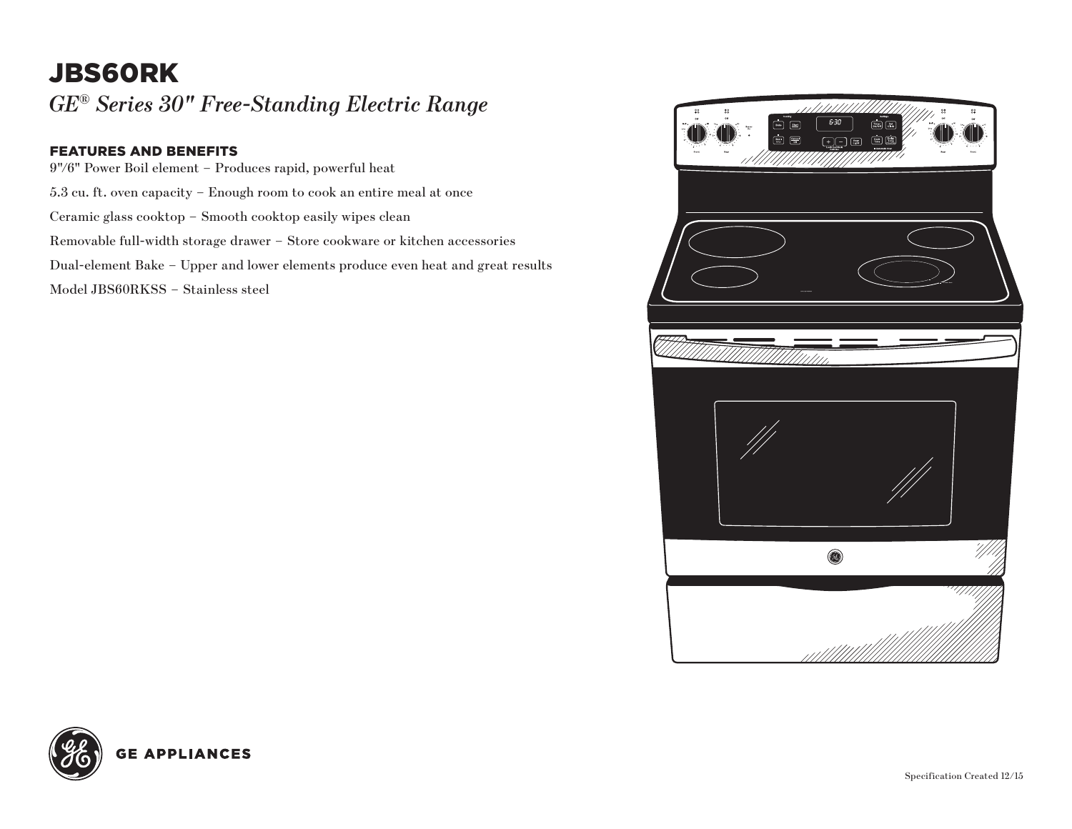# JBS60RK

*GE® Series 30" Free-Standing Electric Range*

### FEATURES AND BENEFITS

9"/6" Power Boil element – Produces rapid, powerful heat

5.3 cu. ft. oven capacity – Enough room to cook an entire meal at once

Ceramic glass cooktop – Smooth cooktop easily wipes clean

Removable full-width storage drawer – Store cookware or kitchen accessories

Dual-element Bake – Upper and lower elements produce even heat and great results

Model JBS60RKSS – Stainless steel

GE APPLIANCES

Specification Created 12/15